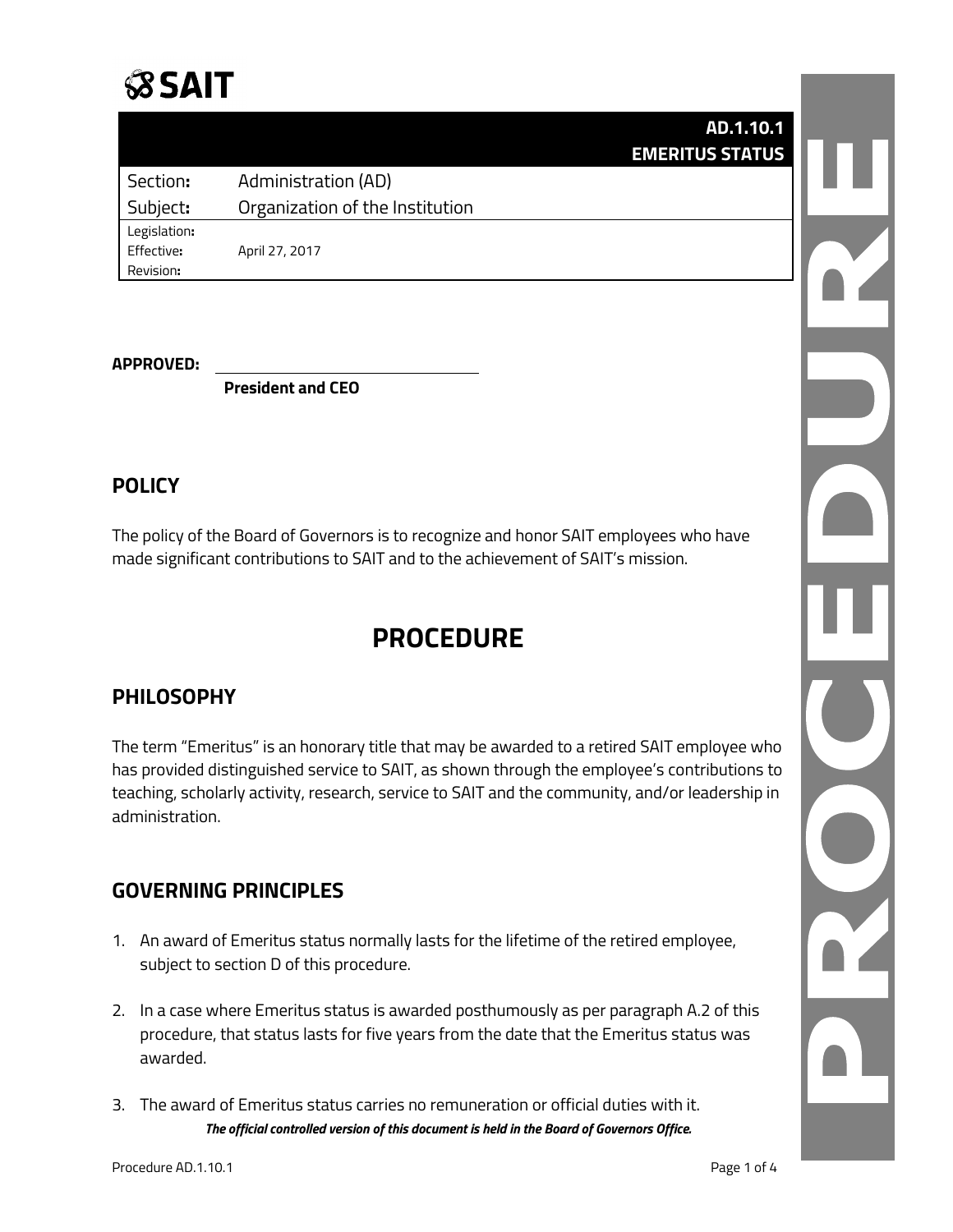SAIT

| | AD.1.10.1 EMERITUS STATUS |
|---|---|
| **Section:** | Administration (AD) |
| **Subject:** | Organization of the Institution |
| **Legislation:** | |
| **Effective:** | April 27, 2017 |
| **Revision:** | |

**APPROVED:** ______________________________
**President and CEO**

## POLICY

The policy of the Board of Governors is to recognize and honor SAIT employees who have made significant contributions to SAIT and to the achievement of SAIT's mission.

# PROCEDURE

## PHILOSOPHY

The term "Emeritus" is an honorary title that may be awarded to a retired SAIT employee who has provided distinguished service to SAIT, as shown through the employee's contributions to teaching, scholarly activity, research, service to SAIT and the community, and/or leadership in administration.

## GOVERNING PRINCIPLES

1. An award of Emeritus status normally lasts for the lifetime of the retired employee, subject to section D of this procedure.

2. In a case where Emeritus status is awarded posthumously as per paragraph A.2 of this procedure, that status lasts for five years from the date that the Emeritus status was awarded.

3. The award of Emeritus status carries no remuneration or official duties with it.

***The official controlled version of this document is held in the Board of Governors Office.***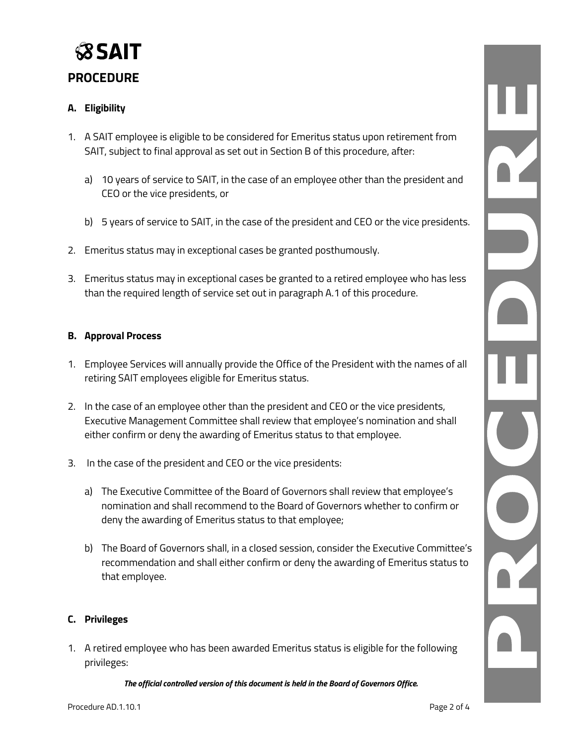# PROCEDURE

### A. Eligibility

1. A SAIT employee is eligible to be considered for Emeritus status upon retirement from SAIT, subject to final approval as set out in Section B of this procedure, after:

   a) 10 years of service to SAIT, in the case of an employee other than the president and CEO or the vice presidents, or

   b) 5 years of service to SAIT, in the case of the president and CEO or the vice presidents.

2. Emeritus status may in exceptional cases be granted posthumously.

3. Emeritus status may in exceptional cases be granted to a retired employee who has less than the required length of service set out in paragraph A.1 of this procedure.

### B. Approval Process

1. Employee Services will annually provide the Office of the President with the names of all retiring SAIT employees eligible for Emeritus status.

2. In the case of an employee other than the president and CEO or the vice presidents, Executive Management Committee shall review that employee's nomination and shall either confirm or deny the awarding of Emeritus status to that employee.

3. In the case of the president and CEO or the vice presidents:

   a) The Executive Committee of the Board of Governors shall review that employee's nomination and shall recommend to the Board of Governors whether to confirm or deny the awarding of Emeritus status to that employee;

   b) The Board of Governors shall, in a closed session, consider the Executive Committee's recommendation and shall either confirm or deny the awarding of Emeritus status to that employee.

### C. Privileges

1. A retired employee who has been awarded Emeritus status is eligible for the following privileges:

***The official controlled version of this document is held in the Board of Governors Office.***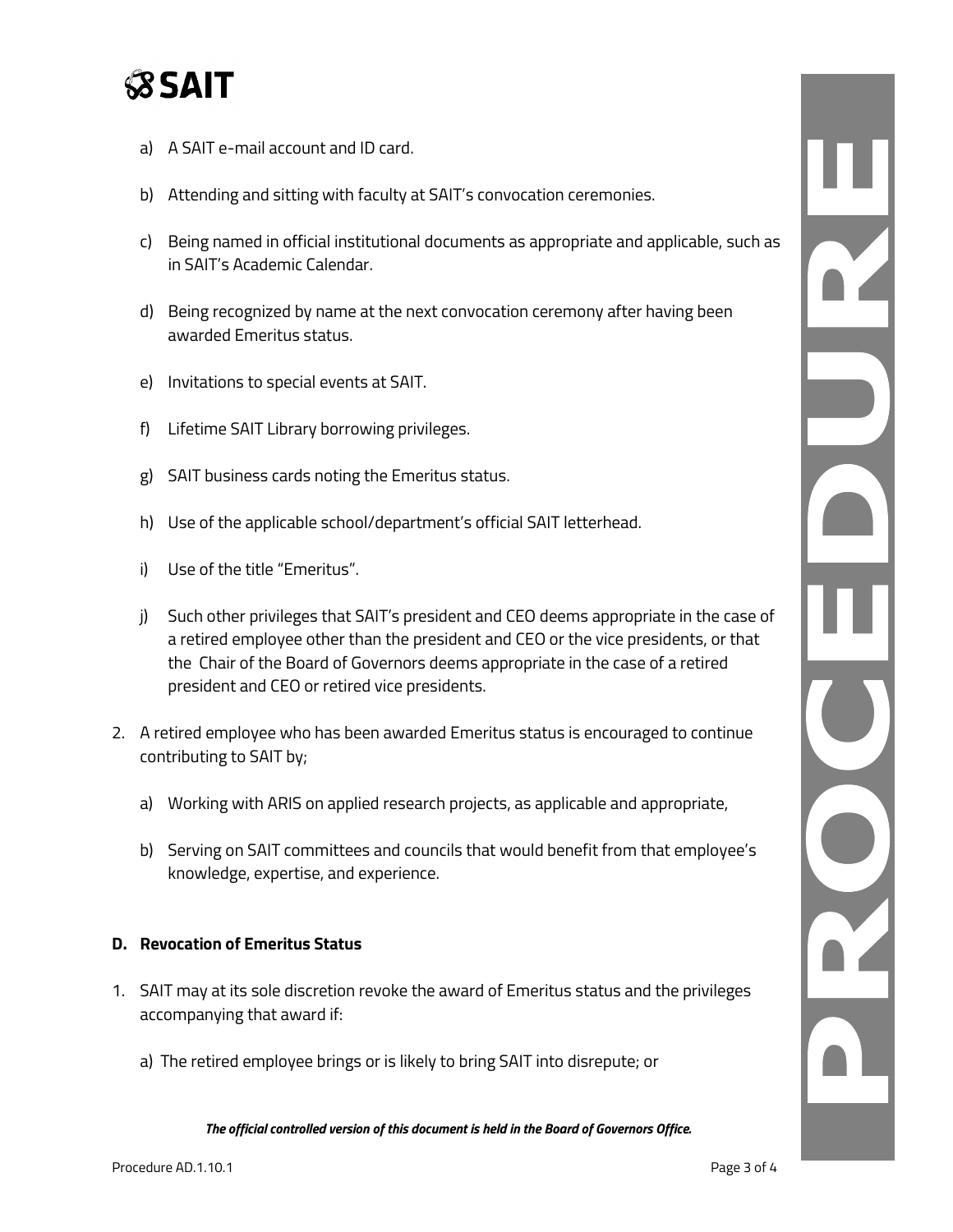a) A SAIT e-mail account and ID card.

b) Attending and sitting with faculty at SAIT's convocation ceremonies.

c) Being named in official institutional documents as appropriate and applicable, such as in SAIT's Academic Calendar.

d) Being recognized by name at the next convocation ceremony after having been awarded Emeritus status.

e) Invitations to special events at SAIT.

f) Lifetime SAIT Library borrowing privileges.

g) SAIT business cards noting the Emeritus status.

h) Use of the applicable school/department's official SAIT letterhead.

i) Use of the title "Emeritus".

j) Such other privileges that SAIT's president and CEO deems appropriate in the case of a retired employee other than the president and CEO or the vice presidents, or that the Chair of the Board of Governors deems appropriate in the case of a retired president and CEO or retired vice presidents.

2. A retired employee who has been awarded Emeritus status is encouraged to continue contributing to SAIT by;

   a) Working with ARIS on applied research projects, as applicable and appropriate,

   b) Serving on SAIT committees and councils that would benefit from that employee's knowledge, expertise, and experience.

### D. Revocation of Emeritus Status

1. SAIT may at its sole discretion revoke the award of Emeritus status and the privileges accompanying that award if:

   a) The retired employee brings or is likely to bring SAIT into disrepute; or

*The official controlled version of this document is held in the Board of Governors Office.*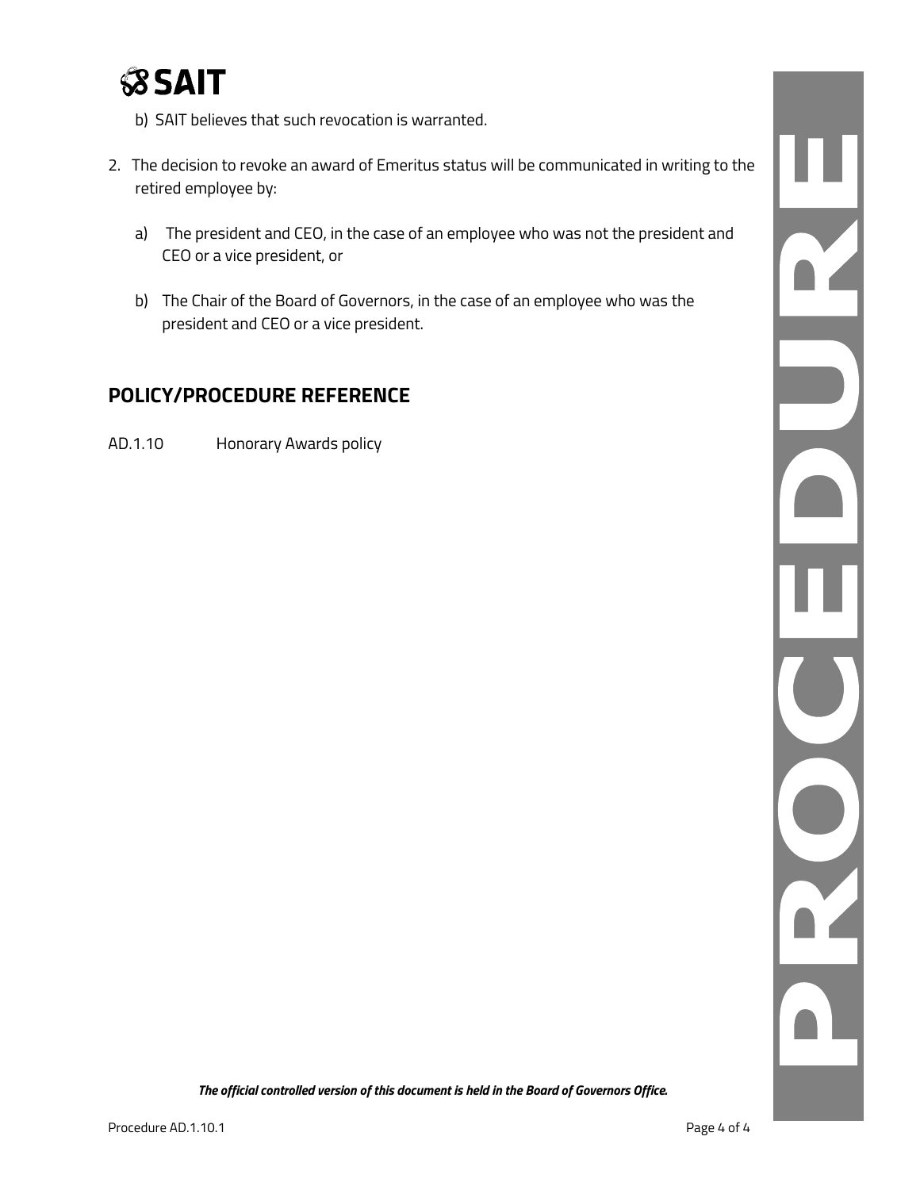b) SAIT believes that such revocation is warranted.

2. The decision to revoke an award of Emeritus status will be communicated in writing to the retired employee by:

   a) The president and CEO, in the case of an employee who was not the president and CEO or a vice president, or

   b) The Chair of the Board of Governors, in the case of an employee who was the president and CEO or a vice president.

## POLICY/PROCEDURE REFERENCE

AD.1.10 Honorary Awards policy

***The official controlled version of this document is held in the Board of Governors Office.***